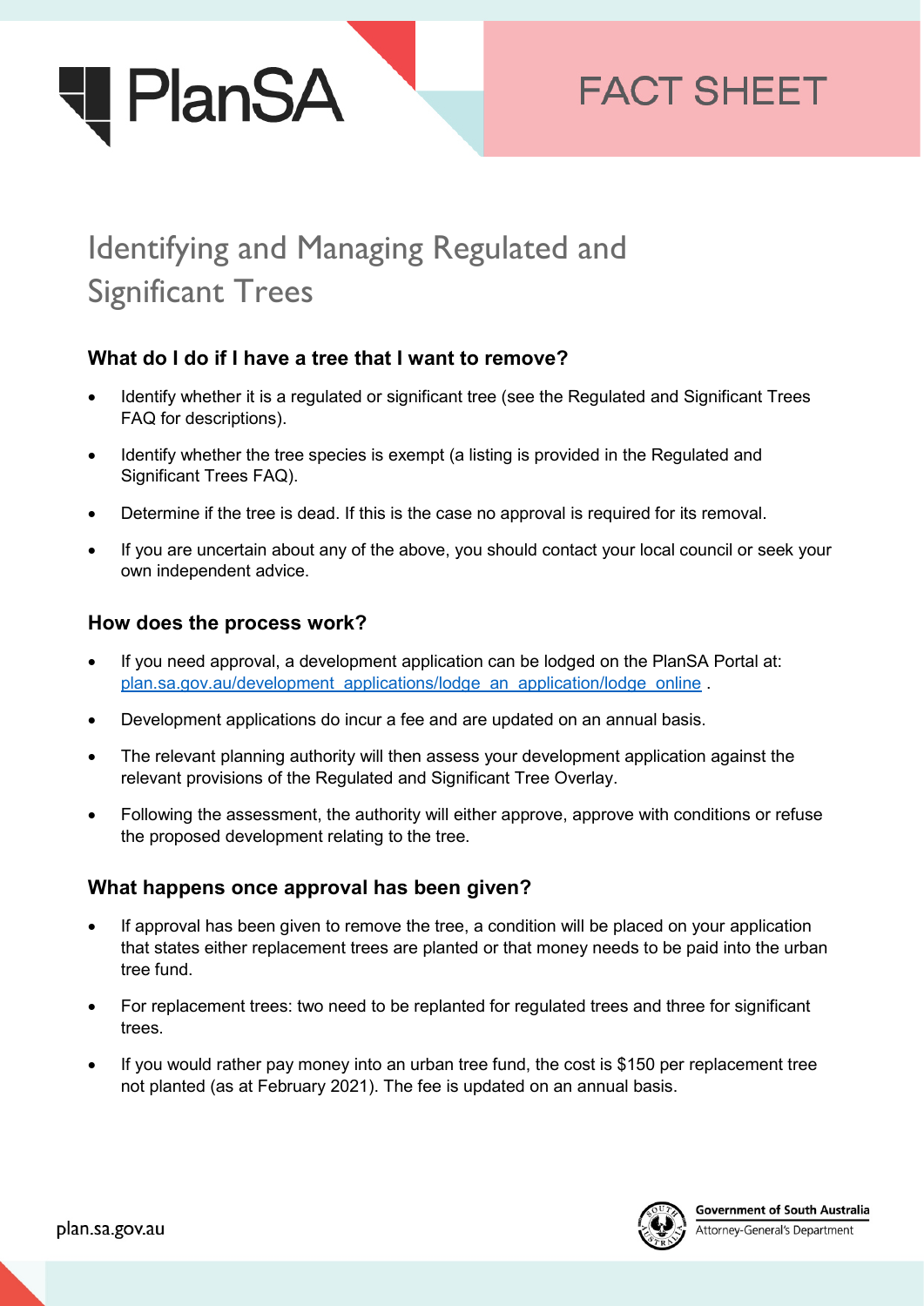PlanSA

FACT SHEET

# Identifying and Managing Regulated and Significant Trees

## What do I do if I have a tree that I want to remove?

- Identify whether it is a regulated or significant tree (see the Regulated and Significant Trees FAQ for descriptions).
- Identify whether the tree species is exempt (a listing is provided in the Regulated and Significant Trees FAQ).
- Determine if the tree is dead. If this is the case no approval is required for its removal.
- If you are uncertain about any of the above, you should contact your local council or seek your own independent advice.

## How does the process work?

- If you need approval, a development application can be lodged on the PlanSA Portal at: [plan.sa.gov.au/development_applications/lodge_an_application/lodge_online](plan.sa.gov.au/development_applications/lodge_an_application/lodge_online) .
- Development applications do incur a fee and are updated on an annual basis.
- The relevant planning authority will then assess your development application against the relevant provisions of the Regulated and Significant Tree Overlay.
- Following the assessment, the authority will either approve, approve with conditions or refuse the proposed development relating to the tree.

## What happens once approval has been given?

- If approval has been given to remove the tree, a condition will be placed on your application that states either replacement trees are planted or that money needs to be paid into the urban tree fund.
- For replacement trees: two need to be replanted for regulated trees and three for significant trees.
- If you would rather pay money into an urban tree fund, the cost is $150 per replacement tree not planted (as at February 2021). The fee is updated on an annual basis.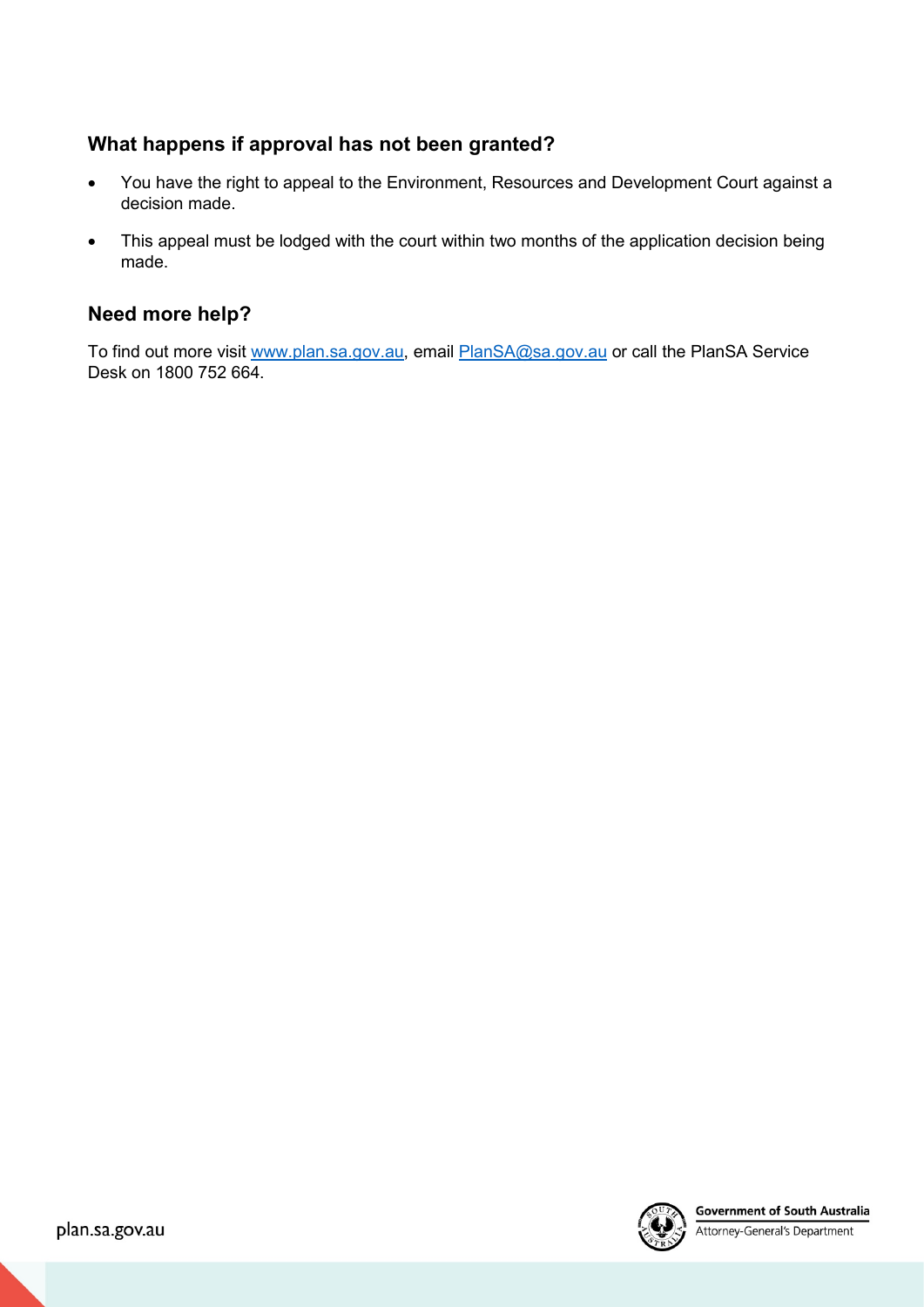## What happens if approval has not been granted?

- You have the right to appeal to the Environment, Resources and Development Court against a decision made.
- This appeal must be lodged with the court within two months of the application decision being made.

## Need more help?

To find out more visit [www.plan.sa.gov.au](http://www.plan.sa.gov.au), email [PlanSA@sa.gov.au](mailto:PlanSA@sa.gov.au) or call the PlanSA Service Desk on 1800 752 664.